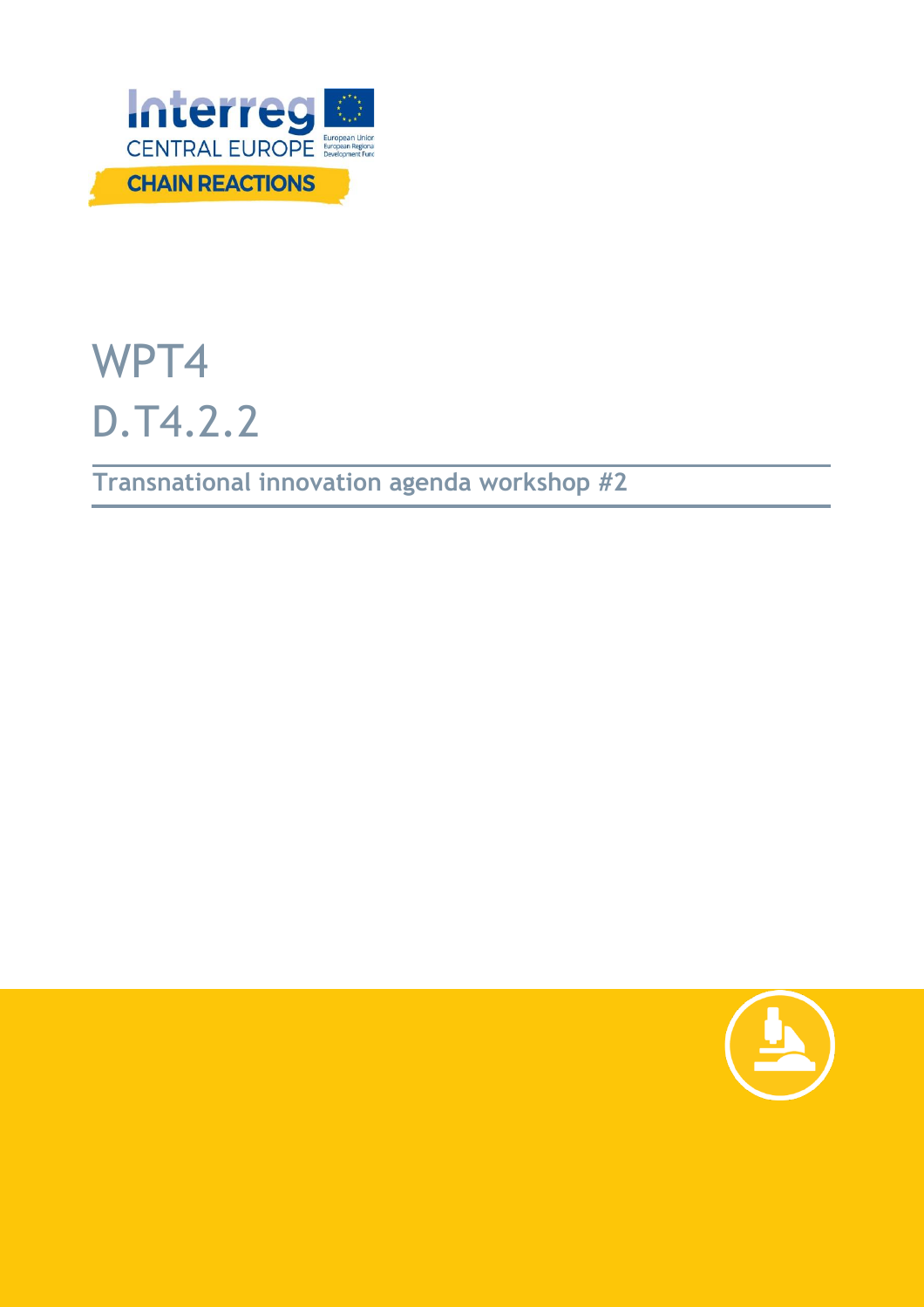# WPT4

# D.T4.2.2

## Transnational innovation agenda workshop #2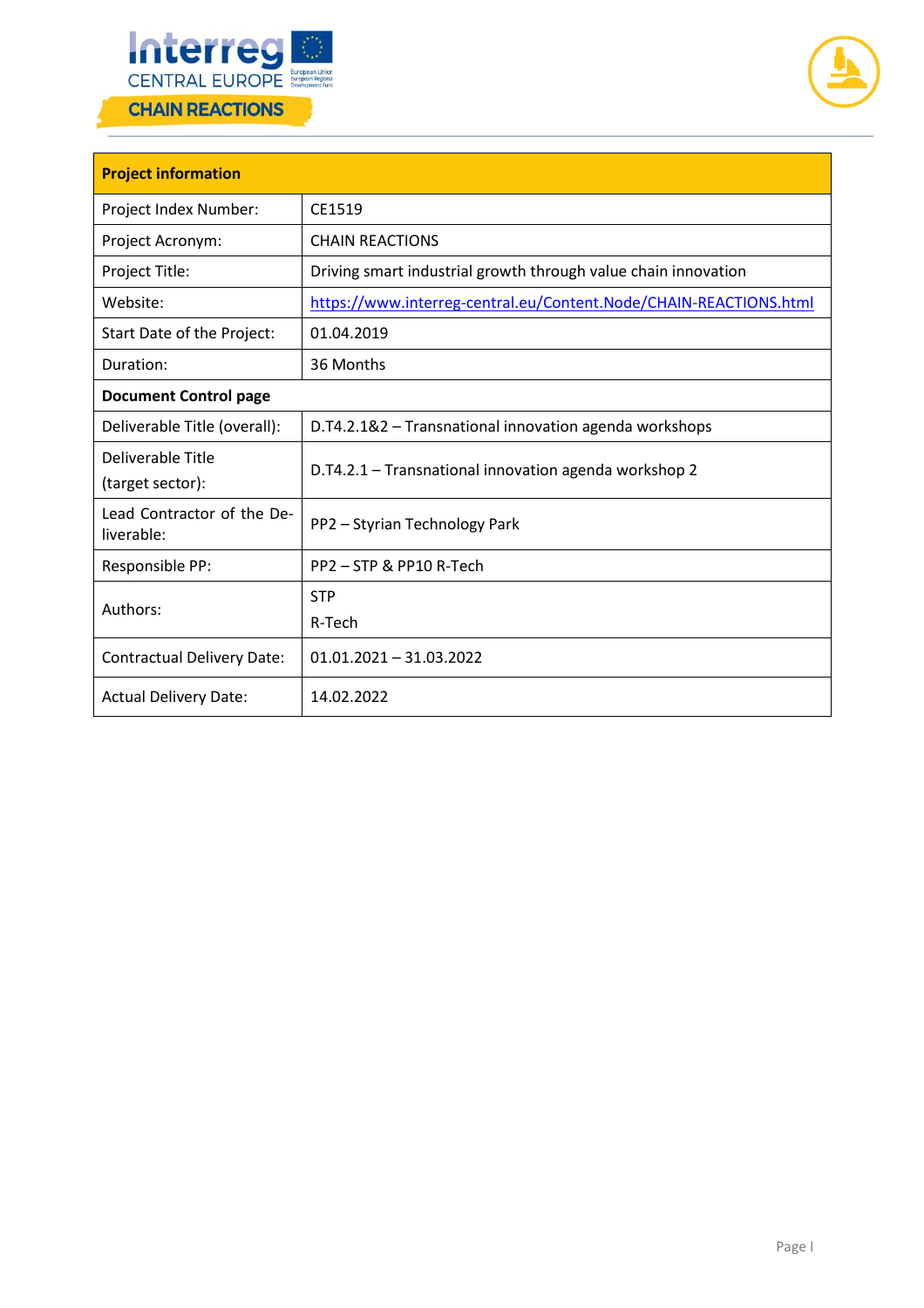| Project information | |
|---|---|
| Project Index Number: | CE1519 |
| Project Acronym: | CHAIN REACTIONS |
| Project Title: | Driving smart industrial growth through value chain innovation |
| Website: | https://www.interreg-central.eu/Content.Node/CHAIN-REACTIONS.html |
| Start Date of the Project: | 01.04.2019 |
| Duration: | 36 Months |
| **Document Control page** | |
| Deliverable Title (overall): | D.T4.2.1&2 – Transnational innovation agenda workshops |
| Deliverable Title (target sector): | D.T4.2.1 – Transnational innovation agenda workshop 2 |
| Lead Contractor of the Deliverable: | PP2 – Styrian Technology Park |
| Responsible PP: | PP2 – STP & PP10 R-Tech |
| Authors: | STP<br>R-Tech |
| Contractual Delivery Date: | 01.01.2021 – 31.03.2022 |
| Actual Delivery Date: | 14.02.2022 |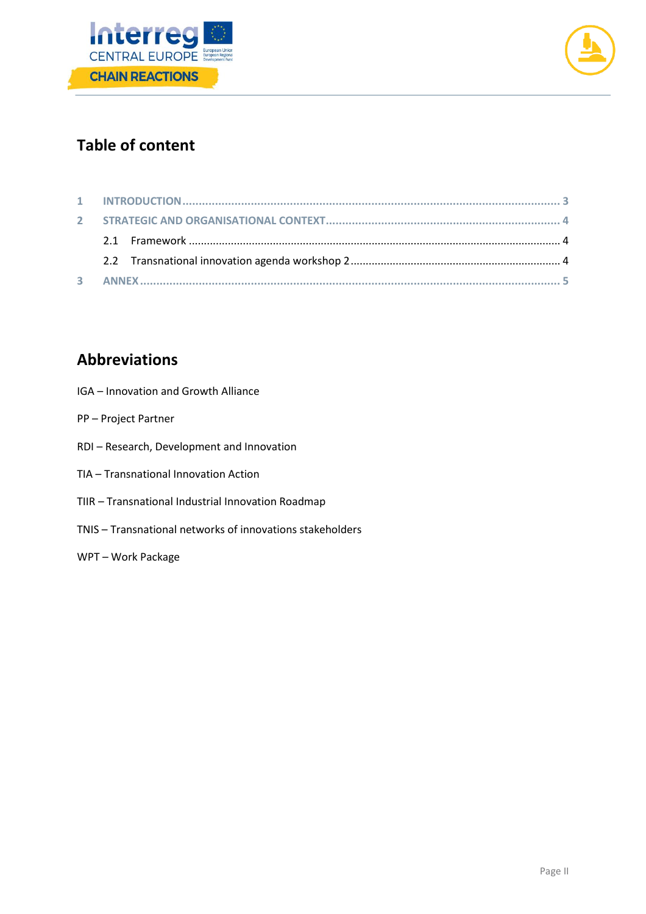## Table of content

| | | |
|---|---|---|
| 1 | INTRODUCTION | 3 |
| 2 | STRATEGIC AND ORGANISATIONAL CONTEXT | 4 |
| 2.1 | Framework | 4 |
| 2.2 | Transnational innovation agenda workshop 2 | 4 |
| 3 | ANNEX | 5 |

## Abbreviations

IGA – Innovation and Growth Alliance

PP – Project Partner

RDI – Research, Development and Innovation

TIA – Transnational Innovation Action

TIIR – Transnational Industrial Innovation Roadmap

TNIS – Transnational networks of innovations stakeholders

WPT – Work Package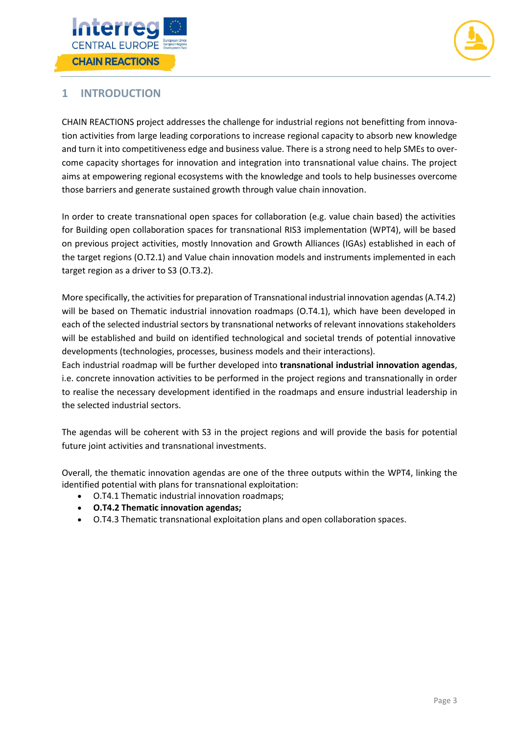# 1 INTRODUCTION

CHAIN REACTIONS project addresses the challenge for industrial regions not benefitting from innovation activities from large leading corporations to increase regional capacity to absorb new knowledge and turn it into competitiveness edge and business value. There is a strong need to help SMEs to overcome capacity shortages for innovation and integration into transnational value chains. The project aims at empowering regional ecosystems with the knowledge and tools to help businesses overcome those barriers and generate sustained growth through value chain innovation.

In order to create transnational open spaces for collaboration (e.g. value chain based) the activities for Building open collaboration spaces for transnational RIS3 implementation (WPT4), will be based on previous project activities, mostly Innovation and Growth Alliances (IGAs) established in each of the target regions (O.T2.1) and Value chain innovation models and instruments implemented in each target region as a driver to S3 (O.T3.2).

More specifically, the activities for preparation of Transnational industrial innovation agendas (A.T4.2) will be based on Thematic industrial innovation roadmaps (O.T4.1), which have been developed in each of the selected industrial sectors by transnational networks of relevant innovations stakeholders will be established and build on identified technological and societal trends of potential innovative developments (technologies, processes, business models and their interactions).
Each industrial roadmap will be further developed into **transnational industrial innovation agendas**, i.e. concrete innovation activities to be performed in the project regions and transnationally in order to realise the necessary development identified in the roadmaps and ensure industrial leadership in the selected industrial sectors.

The agendas will be coherent with S3 in the project regions and will provide the basis for potential future joint activities and transnational investments.

Overall, the thematic innovation agendas are one of the three outputs within the WPT4, linking the identified potential with plans for transnational exploitation:

- O.T4.1 Thematic industrial innovation roadmaps;
- **O.T4.2 Thematic innovation agendas;**
- O.T4.3 Thematic transnational exploitation plans and open collaboration spaces.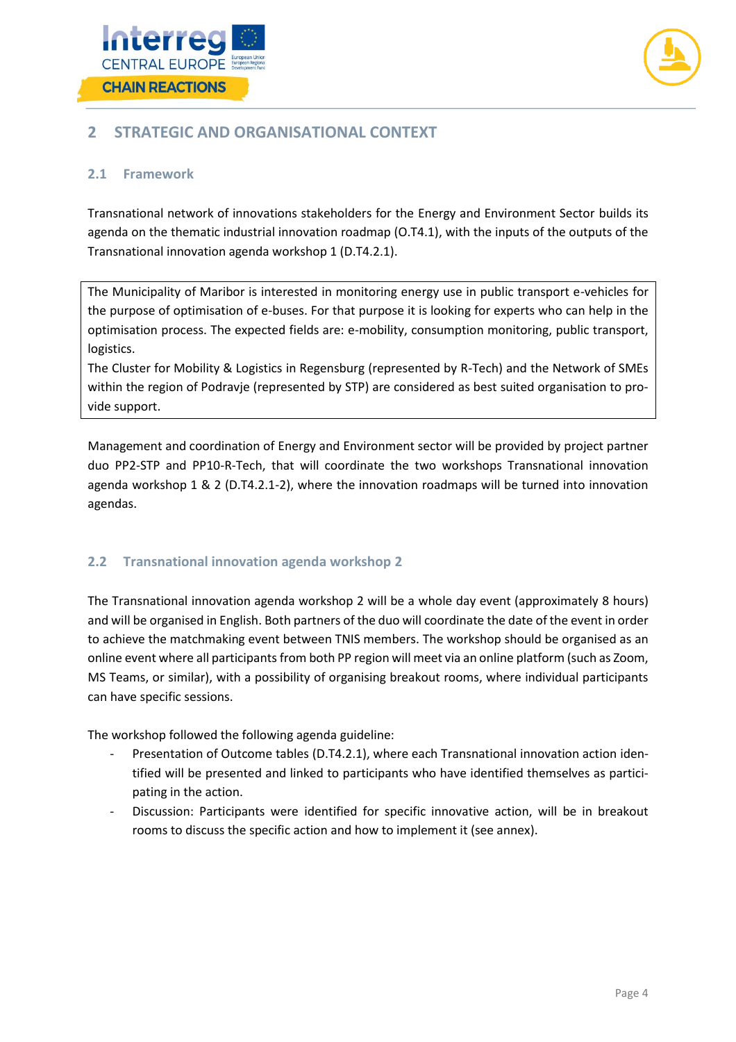## 2 STRATEGIC AND ORGANISATIONAL CONTEXT

### 2.1 Framework

Transnational network of innovations stakeholders for the Energy and Environment Sector builds its agenda on the thematic industrial innovation roadmap (O.T4.1), with the inputs of the outputs of the Transnational innovation agenda workshop 1 (D.T4.2.1).

> The Municipality of Maribor is interested in monitoring energy use in public transport e-vehicles for the purpose of optimisation of e-buses. For that purpose it is looking for experts who can help in the optimisation process. The expected fields are: e-mobility, consumption monitoring, public transport, logistics.
> The Cluster for Mobility & Logistics in Regensburg (represented by R-Tech) and the Network of SMEs within the region of Podravje (represented by STP) are considered as best suited organisation to provide support.

Management and coordination of Energy and Environment sector will be provided by project partner duo PP2-STP and PP10-R-Tech, that will coordinate the two workshops Transnational innovation agenda workshop 1 & 2 (D.T4.2.1-2), where the innovation roadmaps will be turned into innovation agendas.

### 2.2 Transnational innovation agenda workshop 2

The Transnational innovation agenda workshop 2 will be a whole day event (approximately 8 hours) and will be organised in English. Both partners of the duo will coordinate the date of the event in order to achieve the matchmaking event between TNIS members. The workshop should be organised as an online event where all participants from both PP region will meet via an online platform (such as Zoom, MS Teams, or similar), with a possibility of organising breakout rooms, where individual participants can have specific sessions.

The workshop followed the following agenda guideline:

- Presentation of Outcome tables (D.T4.2.1), where each Transnational innovation action identified will be presented and linked to participants who have identified themselves as participating in the action.
- Discussion: Participants were identified for specific innovative action, will be in breakout rooms to discuss the specific action and how to implement it (see annex).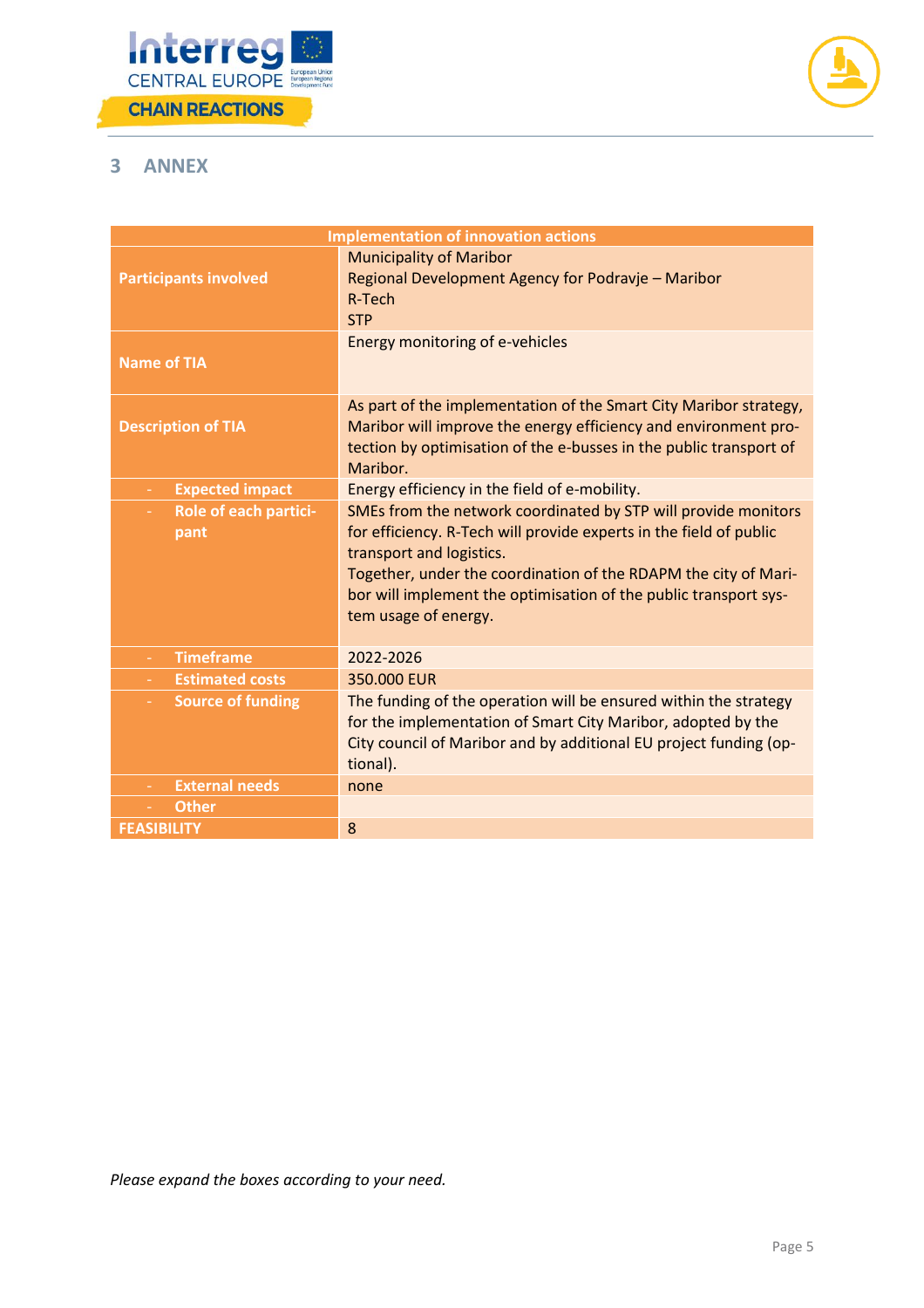## 3 ANNEX

| Implementation of innovation actions | |
|---|---|
| **Participants involved** | Municipality of Maribor<br>Regional Development Agency for Podravje – Maribor<br>R-Tech<br>STP |
| **Name of TIA** | Energy monitoring of e-vehicles |
| **Description of TIA** | As part of the implementation of the Smart City Maribor strategy, Maribor will improve the energy efficiency and environment protection by optimisation of the e-busses in the public transport of Maribor. |
| - **Expected impact** | Energy efficiency in the field of e-mobility. |
| - **Role of each participant** | SMEs from the network coordinated by STP will provide monitors for efficiency. R-Tech will provide experts in the field of public transport and logistics.<br>Together, under the coordination of the RDAPM the city of Maribor will implement the optimisation of the public transport system usage of energy. |
| - **Timeframe** | 2022-2026 |
| - **Estimated costs** | 350.000 EUR |
| - **Source of funding** | The funding of the operation will be ensured within the strategy for the implementation of Smart City Maribor, adopted by the City council of Maribor and by additional EU project funding (optional). |
| - **External needs** | none |
| - **Other** | |
| **FEASIBILITY** | 8 |

*Please expand the boxes according to your need.*